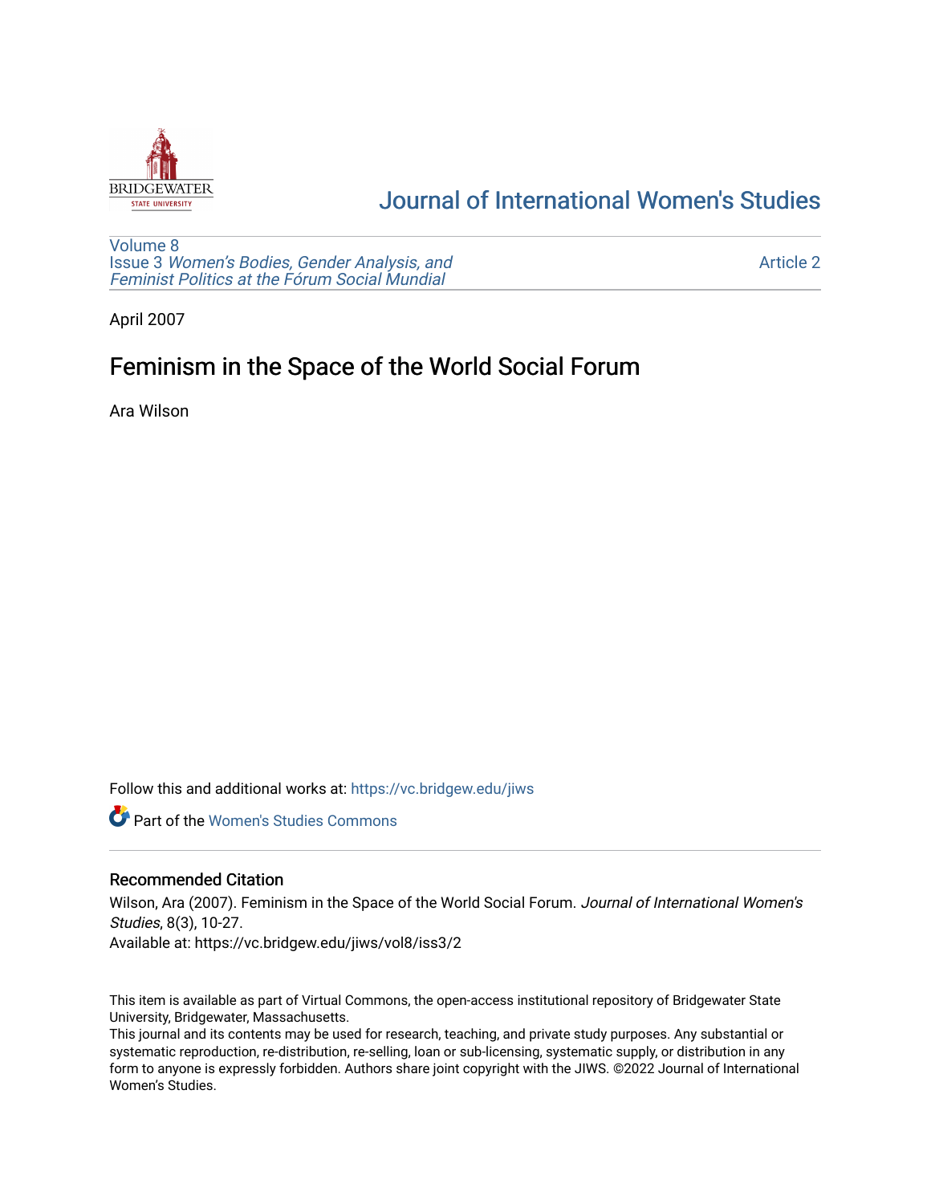# Journal of International Women's Studies

Volume 8
Issue 3 *Women's Bodies, Gender Analysis, and Feminist Politics at the Fórum Social Mundial*

Article 2

April 2007

## Feminism in the Space of the World Social Forum

Ara Wilson

Follow this and additional works at: https://vc.bridgew.edu/jiws

Part of the Women's Studies Commons

### Recommended Citation

Wilson, Ara (2007). Feminism in the Space of the World Social Forum. *Journal of International Women's Studies*, 8(3), 10-27.

Available at: https://vc.bridgew.edu/jiws/vol8/iss3/2

This item is available as part of Virtual Commons, the open-access institutional repository of Bridgewater State University, Bridgewater, Massachusetts.

This journal and its contents may be used for research, teaching, and private study purposes. Any substantial or systematic reproduction, re-distribution, re-selling, loan or sub-licensing, systematic supply, or distribution in any form to anyone is expressly forbidden. Authors share joint copyright with the JIWS. ©2022 Journal of International Women's Studies.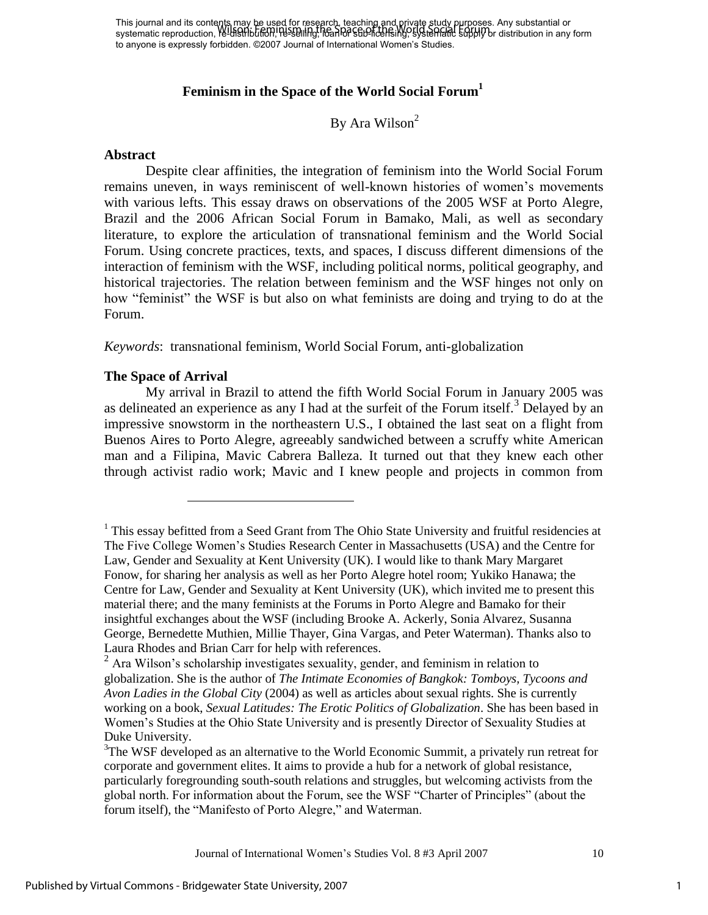This journal and its contents may be used for research, teaching and private study purposes. Any substantial or systematic reproduction, re-distribution, re-selling, loan or sub-licensing, systematic supply or distribution in any form to anyone is expressly forbidden. ©2007 Journal of International Women's Studies.

## Feminism in the Space of the World Social Forum[1]

By Ara Wilson[2]

### Abstract

Despite clear affinities, the integration of feminism into the World Social Forum remains uneven, in ways reminiscent of well-known histories of women's movements with various lefts. This essay draws on observations of the 2005 WSF at Porto Alegre, Brazil and the 2006 African Social Forum in Bamako, Mali, as well as secondary literature, to explore the articulation of transnational feminism and the World Social Forum. Using concrete practices, texts, and spaces, I discuss different dimensions of the interaction of feminism with the WSF, including political norms, political geography, and historical trajectories. The relation between feminism and the WSF hinges not only on how "feminist" the WSF is but also on what feminists are doing and trying to do at the Forum.

*Keywords*: transnational feminism, World Social Forum, anti-globalization

### The Space of Arrival

My arrival in Brazil to attend the fifth World Social Forum in January 2005 was as delineated an experience as any I had at the surfeit of the Forum itself.[3] Delayed by an impressive snowstorm in the northeastern U.S., I obtained the last seat on a flight from Buenos Aires to Porto Alegre, agreeably sandwiched between a scruffy white American man and a Filipina, Mavic Cabrera Balleza. It turned out that they knew each other through activist radio work; Mavic and I knew people and projects in common from

---

[1] This essay befitted from a Seed Grant from The Ohio State University and fruitful residencies at The Five College Women's Studies Research Center in Massachusetts (USA) and the Centre for Law, Gender and Sexuality at Kent University (UK). I would like to thank Mary Margaret Fonow, for sharing her analysis as well as her Porto Alegre hotel room; Yukiko Hanawa; the Centre for Law, Gender and Sexuality at Kent University (UK), which invited me to present this material there; and the many feminists at the Forums in Porto Alegre and Bamako for their insightful exchanges about the WSF (including Brooke A. Ackerly, Sonia Alvarez, Susanna George, Bernedette Muthien, Millie Thayer, Gina Vargas, and Peter Waterman). Thanks also to Laura Rhodes and Brian Carr for help with references.

[2] Ara Wilson's scholarship investigates sexuality, gender, and feminism in relation to globalization. She is the author of *The Intimate Economies of Bangkok: Tomboys, Tycoons and Avon Ladies in the Global City* (2004) as well as articles about sexual rights. She is currently working on a book, *Sexual Latitudes: The Erotic Politics of Globalization*. She has been based in Women's Studies at the Ohio State University and is presently Director of Sexuality Studies at Duke University.

[3] The WSF developed as an alternative to the World Economic Summit, a privately run retreat for corporate and government elites. It aims to provide a hub for a network of global resistance, particularly foregrounding south-south relations and struggles, but welcoming activists from the global north. For information about the Forum, see the WSF "Charter of Principles" (about the forum itself), the "Manifesto of Porto Alegre," and Waterman.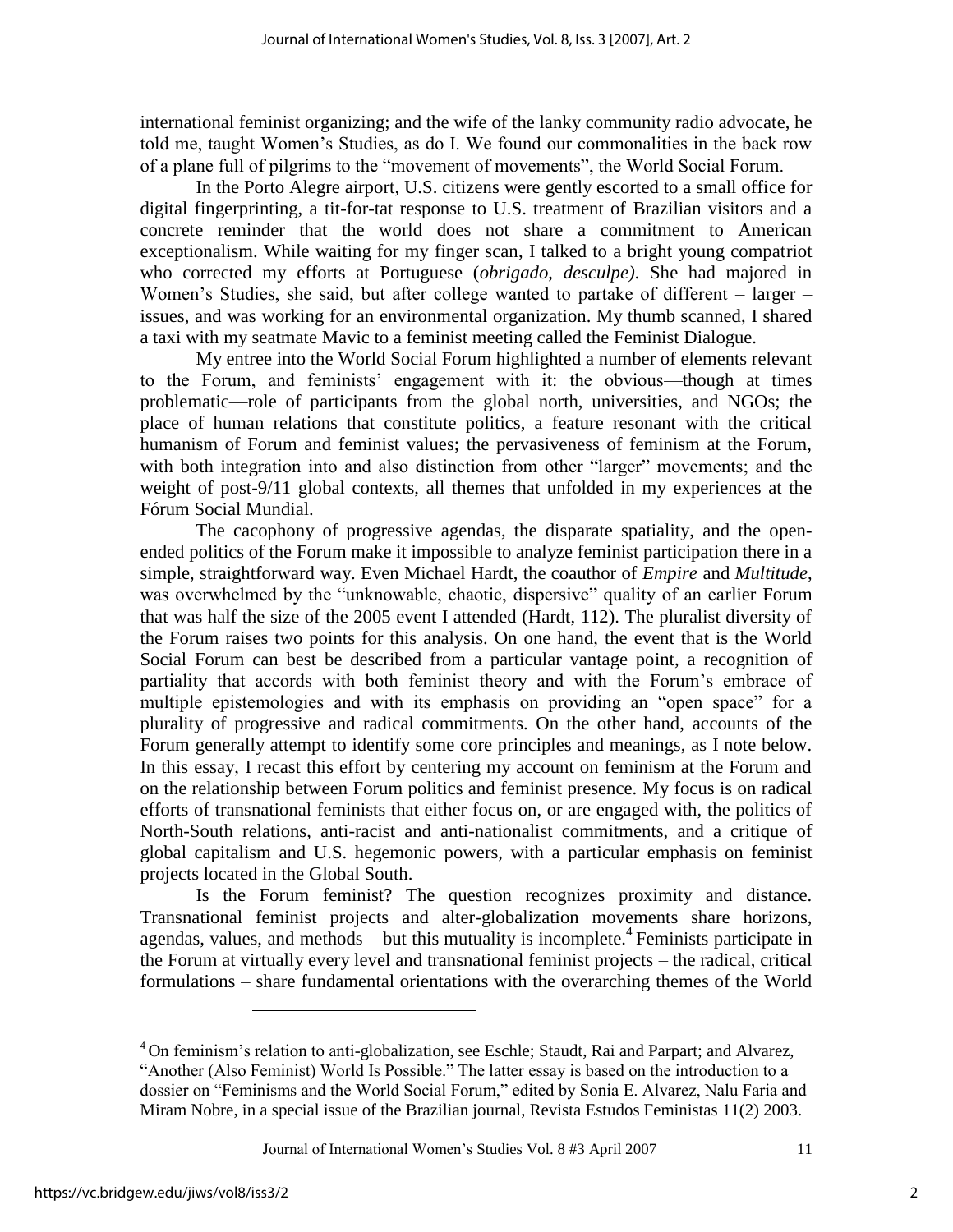international feminist organizing; and the wife of the lanky community radio advocate, he told me, taught Women's Studies, as do I. We found our commonalities in the back row of a plane full of pilgrims to the "movement of movements", the World Social Forum.

In the Porto Alegre airport, U.S. citizens were gently escorted to a small office for digital fingerprinting, a tit-for-tat response to U.S. treatment of Brazilian visitors and a concrete reminder that the world does not share a commitment to American exceptionalism. While waiting for my finger scan, I talked to a bright young compatriot who corrected my efforts at Portuguese (*obrigado*, *desculpe)*. She had majored in Women's Studies, she said, but after college wanted to partake of different – larger – issues, and was working for an environmental organization. My thumb scanned, I shared a taxi with my seatmate Mavic to a feminist meeting called the Feminist Dialogue.

My entree into the World Social Forum highlighted a number of elements relevant to the Forum, and feminists' engagement with it: the obvious—though at times problematic—role of participants from the global north, universities, and NGOs; the place of human relations that constitute politics, a feature resonant with the critical humanism of Forum and feminist values; the pervasiveness of feminism at the Forum, with both integration into and also distinction from other "larger" movements; and the weight of post-9/11 global contexts, all themes that unfolded in my experiences at the Fórum Social Mundial.

The cacophony of progressive agendas, the disparate spatiality, and the open-ended politics of the Forum make it impossible to analyze feminist participation there in a simple, straightforward way. Even Michael Hardt, the coauthor of *Empire* and *Multitude*, was overwhelmed by the "unknowable, chaotic, dispersive" quality of an earlier Forum that was half the size of the 2005 event I attended (Hardt, 112). The pluralist diversity of the Forum raises two points for this analysis. On one hand, the event that is the World Social Forum can best be described from a particular vantage point, a recognition of partiality that accords with both feminist theory and with the Forum's embrace of multiple epistemologies and with its emphasis on providing an "open space" for a plurality of progressive and radical commitments. On the other hand, accounts of the Forum generally attempt to identify some core principles and meanings, as I note below. In this essay, I recast this effort by centering my account on feminism at the Forum and on the relationship between Forum politics and feminist presence. My focus is on radical efforts of transnational feminists that either focus on, or are engaged with, the politics of North-South relations, anti-racist and anti-nationalist commitments, and a critique of global capitalism and U.S. hegemonic powers, with a particular emphasis on feminist projects located in the Global South.

Is the Forum feminist? The question recognizes proximity and distance. Transnational feminist projects and alter-globalization movements share horizons, agendas, values, and methods – but this mutuality is incomplete.[4] Feminists participate in the Forum at virtually every level and transnational feminist projects – the radical, critical formulations – share fundamental orientations with the overarching themes of the World

---

[4] On feminism's relation to anti-globalization, see Eschle; Staudt, Rai and Parpart; and Alvarez, "Another (Also Feminist) World Is Possible." The latter essay is based on the introduction to a dossier on "Feminisms and the World Social Forum," edited by Sonia E. Alvarez, Nalu Faria and Miram Nobre, in a special issue of the Brazilian journal, Revista Estudos Feministas 11(2) 2003.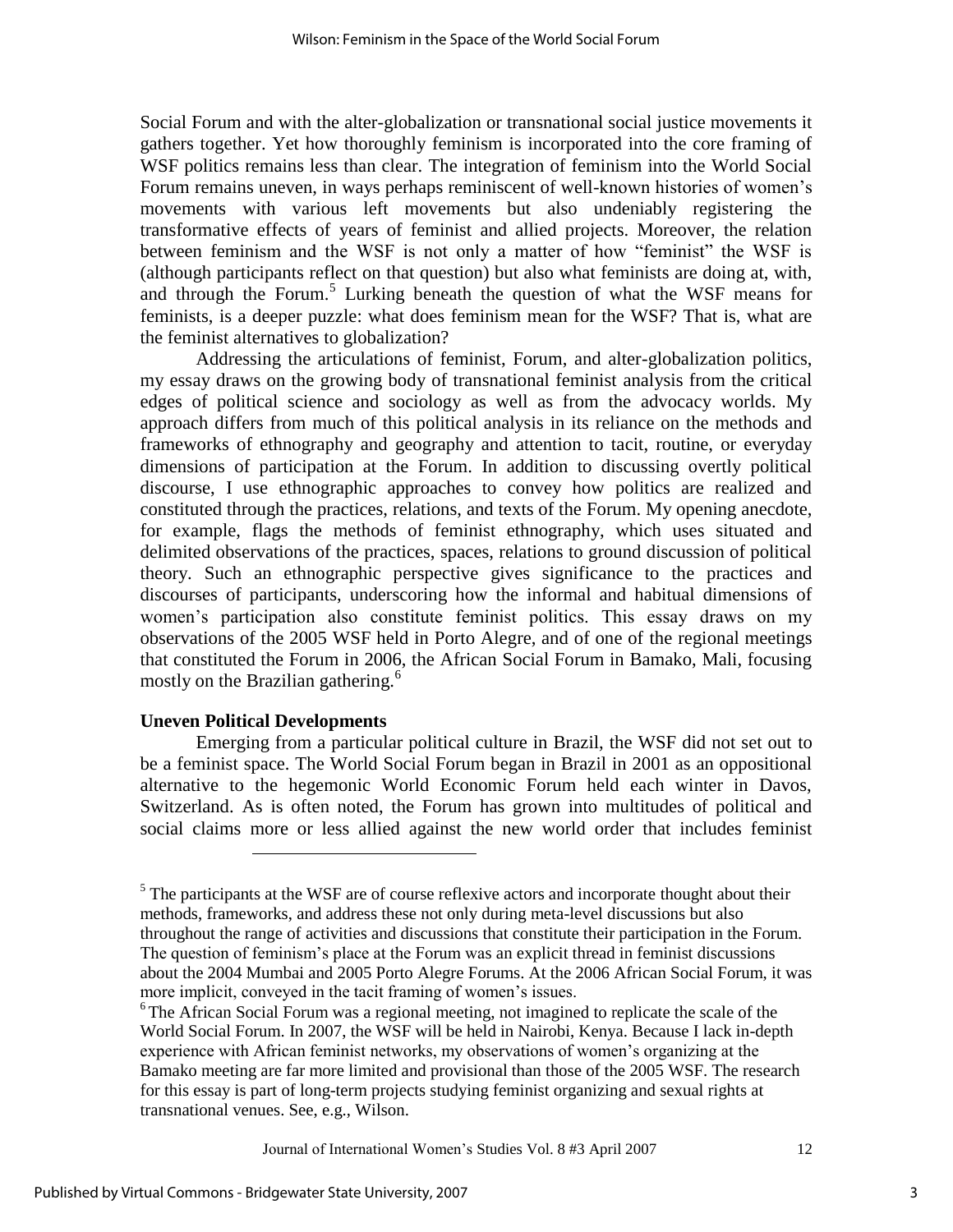Social Forum and with the alter-globalization or transnational social justice movements it gathers together. Yet how thoroughly feminism is incorporated into the core framing of WSF politics remains less than clear. The integration of feminism into the World Social Forum remains uneven, in ways perhaps reminiscent of well-known histories of women's movements with various left movements but also undeniably registering the transformative effects of years of feminist and allied projects. Moreover, the relation between feminism and the WSF is not only a matter of how "feminist" the WSF is (although participants reflect on that question) but also what feminists are doing at, with, and through the Forum.[5] Lurking beneath the question of what the WSF means for feminists, is a deeper puzzle: what does feminism mean for the WSF? That is, what are the feminist alternatives to globalization?

Addressing the articulations of feminist, Forum, and alter-globalization politics, my essay draws on the growing body of transnational feminist analysis from the critical edges of political science and sociology as well as from the advocacy worlds. My approach differs from much of this political analysis in its reliance on the methods and frameworks of ethnography and geography and attention to tacit, routine, or everyday dimensions of participation at the Forum. In addition to discussing overtly political discourse, I use ethnographic approaches to convey how politics are realized and constituted through the practices, relations, and texts of the Forum. My opening anecdote, for example, flags the methods of feminist ethnography, which uses situated and delimited observations of the practices, spaces, relations to ground discussion of political theory. Such an ethnographic perspective gives significance to the practices and discourses of participants, underscoring how the informal and habitual dimensions of women's participation also constitute feminist politics. This essay draws on my observations of the 2005 WSF held in Porto Alegre, and of one of the regional meetings that constituted the Forum in 2006, the African Social Forum in Bamako, Mali, focusing mostly on the Brazilian gathering.[6]

### Uneven Political Developments

Emerging from a particular political culture in Brazil, the WSF did not set out to be a feminist space. The World Social Forum began in Brazil in 2001 as an oppositional alternative to the hegemonic World Economic Forum held each winter in Davos, Switzerland. As is often noted, the Forum has grown into multitudes of political and social claims more or less allied against the new world order that includes feminist

---

[5] The participants at the WSF are of course reflexive actors and incorporate thought about their methods, frameworks, and address these not only during meta-level discussions but also throughout the range of activities and discussions that constitute their participation in the Forum. The question of feminism's place at the Forum was an explicit thread in feminist discussions about the 2004 Mumbai and 2005 Porto Alegre Forums. At the 2006 African Social Forum, it was more implicit, conveyed in the tacit framing of women's issues.

[6] The African Social Forum was a regional meeting, not imagined to replicate the scale of the World Social Forum. In 2007, the WSF will be held in Nairobi, Kenya. Because I lack in-depth experience with African feminist networks, my observations of women's organizing at the Bamako meeting are far more limited and provisional than those of the 2005 WSF. The research for this essay is part of long-term projects studying feminist organizing and sexual rights at transnational venues. See, e.g., Wilson.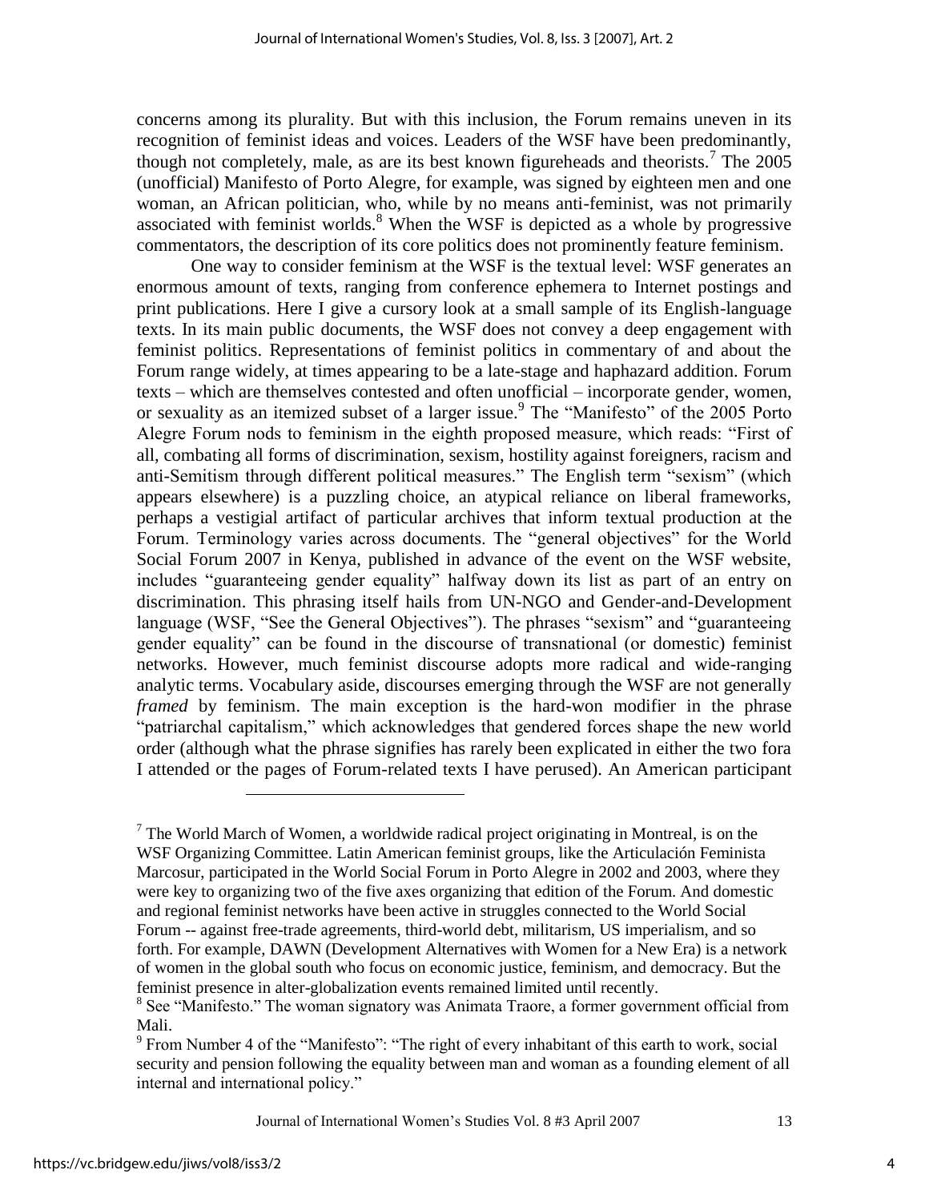concerns among its plurality. But with this inclusion, the Forum remains uneven in its recognition of feminist ideas and voices. Leaders of the WSF have been predominantly, though not completely, male, as are its best known figureheads and theorists.[7] The 2005 (unofficial) Manifesto of Porto Alegre, for example, was signed by eighteen men and one woman, an African politician, who, while by no means anti-feminist, was not primarily associated with feminist worlds.[8] When the WSF is depicted as a whole by progressive commentators, the description of its core politics does not prominently feature feminism.

One way to consider feminism at the WSF is the textual level: WSF generates an enormous amount of texts, ranging from conference ephemera to Internet postings and print publications. Here I give a cursory look at a small sample of its English-language texts. In its main public documents, the WSF does not convey a deep engagement with feminist politics. Representations of feminist politics in commentary of and about the Forum range widely, at times appearing to be a late-stage and haphazard addition. Forum texts – which are themselves contested and often unofficial – incorporate gender, women, or sexuality as an itemized subset of a larger issue.[9] The "Manifesto" of the 2005 Porto Alegre Forum nods to feminism in the eighth proposed measure, which reads: "First of all, combating all forms of discrimination, sexism, hostility against foreigners, racism and anti-Semitism through different political measures." The English term "sexism" (which appears elsewhere) is a puzzling choice, an atypical reliance on liberal frameworks, perhaps a vestigial artifact of particular archives that inform textual production at the Forum. Terminology varies across documents. The "general objectives" for the World Social Forum 2007 in Kenya, published in advance of the event on the WSF website, includes "guaranteeing gender equality" halfway down its list as part of an entry on discrimination. This phrasing itself hails from UN-NGO and Gender-and-Development language (WSF, "See the General Objectives"). The phrases "sexism" and "guaranteeing gender equality" can be found in the discourse of transnational (or domestic) feminist networks. However, much feminist discourse adopts more radical and wide-ranging analytic terms. Vocabulary aside, discourses emerging through the WSF are not generally *framed* by feminism. The main exception is the hard-won modifier in the phrase "patriarchal capitalism," which acknowledges that gendered forces shape the new world order (although what the phrase signifies has rarely been explicated in either the two fora I attended or the pages of Forum-related texts I have perused). An American participant

---

[7] The World March of Women, a worldwide radical project originating in Montreal, is on the WSF Organizing Committee. Latin American feminist groups, like the Articulación Feminista Marcosur, participated in the World Social Forum in Porto Alegre in 2002 and 2003, where they were key to organizing two of the five axes organizing that edition of the Forum. And domestic and regional feminist networks have been active in struggles connected to the World Social Forum -- against free-trade agreements, third-world debt, militarism, US imperialism, and so forth. For example, DAWN (Development Alternatives with Women for a New Era) is a network of women in the global south who focus on economic justice, feminism, and democracy. But the feminist presence in alter-globalization events remained limited until recently.

[8] See "Manifesto." The woman signatory was Animata Traore, a former government official from Mali.

[9] From Number 4 of the "Manifesto": "The right of every inhabitant of this earth to work, social security and pension following the equality between man and woman as a founding element of all internal and international policy."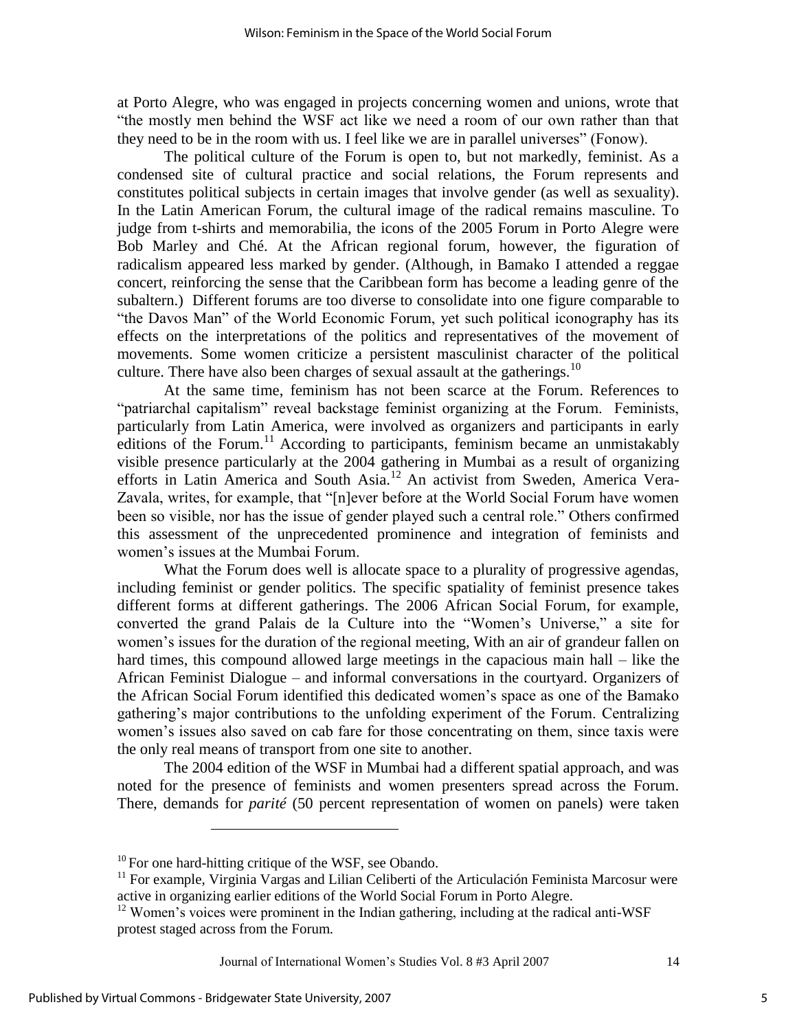at Porto Alegre, who was engaged in projects concerning women and unions, wrote that "the mostly men behind the WSF act like we need a room of our own rather than that they need to be in the room with us. I feel like we are in parallel universes" (Fonow).

The political culture of the Forum is open to, but not markedly, feminist. As a condensed site of cultural practice and social relations, the Forum represents and constitutes political subjects in certain images that involve gender (as well as sexuality). In the Latin American Forum, the cultural image of the radical remains masculine. To judge from t-shirts and memorabilia, the icons of the 2005 Forum in Porto Alegre were Bob Marley and Ché. At the African regional forum, however, the figuration of radicalism appeared less marked by gender. (Although, in Bamako I attended a reggae concert, reinforcing the sense that the Caribbean form has become a leading genre of the subaltern.) Different forums are too diverse to consolidate into one figure comparable to "the Davos Man" of the World Economic Forum, yet such political iconography has its effects on the interpretations of the politics and representatives of the movement of movements. Some women criticize a persistent masculinist character of the political culture. There have also been charges of sexual assault at the gatherings.[10]

At the same time, feminism has not been scarce at the Forum. References to "patriarchal capitalism" reveal backstage feminist organizing at the Forum. Feminists, particularly from Latin America, were involved as organizers and participants in early editions of the Forum.[11] According to participants, feminism became an unmistakably visible presence particularly at the 2004 gathering in Mumbai as a result of organizing efforts in Latin America and South Asia.[12] An activist from Sweden, America Vera-Zavala, writes, for example, that "[n]ever before at the World Social Forum have women been so visible, nor has the issue of gender played such a central role." Others confirmed this assessment of the unprecedented prominence and integration of feminists and women's issues at the Mumbai Forum.

What the Forum does well is allocate space to a plurality of progressive agendas, including feminist or gender politics. The specific spatiality of feminist presence takes different forms at different gatherings. The 2006 African Social Forum, for example, converted the grand Palais de la Culture into the "Women's Universe," a site for women's issues for the duration of the regional meeting, With an air of grandeur fallen on hard times, this compound allowed large meetings in the capacious main hall – like the African Feminist Dialogue – and informal conversations in the courtyard. Organizers of the African Social Forum identified this dedicated women's space as one of the Bamako gathering's major contributions to the unfolding experiment of the Forum. Centralizing women's issues also saved on cab fare for those concentrating on them, since taxis were the only real means of transport from one site to another.

The 2004 edition of the WSF in Mumbai had a different spatial approach, and was noted for the presence of feminists and women presenters spread across the Forum. There, demands for *parité* (50 percent representation of women on panels) were taken

---

[10] For one hard-hitting critique of the WSF, see Obando.

[11] For example, Virginia Vargas and Lilian Celiberti of the Articulación Feminista Marcosur were active in organizing earlier editions of the World Social Forum in Porto Alegre.

[12] Women's voices were prominent in the Indian gathering, including at the radical anti-WSF protest staged across from the Forum.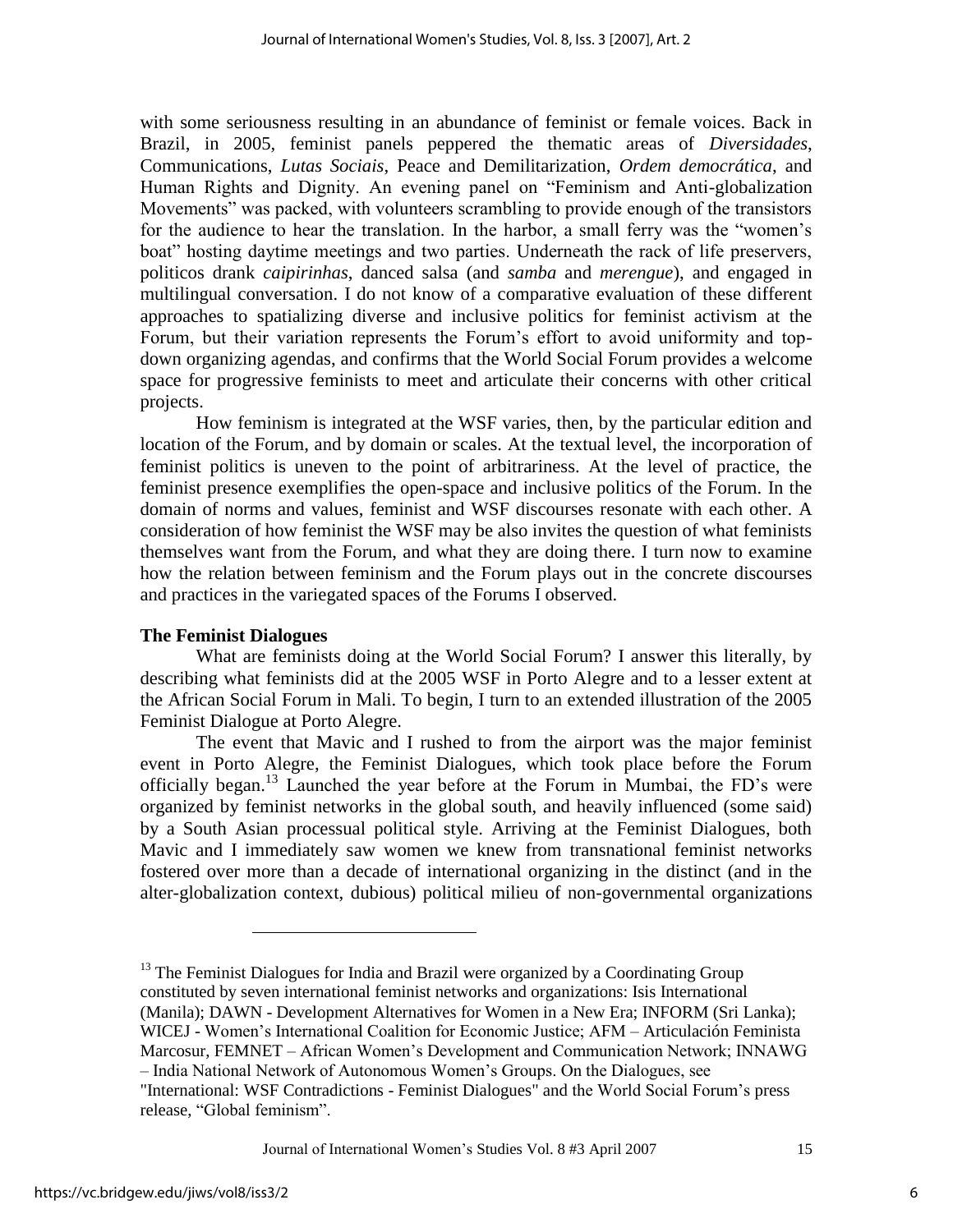with some seriousness resulting in an abundance of feminist or female voices. Back in Brazil, in 2005, feminist panels peppered the thematic areas of *Diversidades*, Communications, *Lutas Sociais*, Peace and Demilitarization, *Ordem democrática*, and Human Rights and Dignity. An evening panel on "Feminism and Anti-globalization Movements" was packed, with volunteers scrambling to provide enough of the transistors for the audience to hear the translation. In the harbor, a small ferry was the "women's boat" hosting daytime meetings and two parties. Underneath the rack of life preservers, politicos drank *caipirinhas*, danced salsa (and *samba* and *merengue*), and engaged in multilingual conversation. I do not know of a comparative evaluation of these different approaches to spatializing diverse and inclusive politics for feminist activism at the Forum, but their variation represents the Forum's effort to avoid uniformity and top-down organizing agendas, and confirms that the World Social Forum provides a welcome space for progressive feminists to meet and articulate their concerns with other critical projects.

How feminism is integrated at the WSF varies, then, by the particular edition and location of the Forum, and by domain or scales. At the textual level, the incorporation of feminist politics is uneven to the point of arbitrariness. At the level of practice, the feminist presence exemplifies the open-space and inclusive politics of the Forum. In the domain of norms and values, feminist and WSF discourses resonate with each other. A consideration of how feminist the WSF may be also invites the question of what feminists themselves want from the Forum, and what they are doing there. I turn now to examine how the relation between feminism and the Forum plays out in the concrete discourses and practices in the variegated spaces of the Forums I observed.

**The Feminist Dialogues**

What are feminists doing at the World Social Forum? I answer this literally, by describing what feminists did at the 2005 WSF in Porto Alegre and to a lesser extent at the African Social Forum in Mali. To begin, I turn to an extended illustration of the 2005 Feminist Dialogue at Porto Alegre.

The event that Mavic and I rushed to from the airport was the major feminist event in Porto Alegre, the Feminist Dialogues, which took place before the Forum officially began.[13] Launched the year before at the Forum in Mumbai, the FD's were organized by feminist networks in the global south, and heavily influenced (some said) by a South Asian processual political style. Arriving at the Feminist Dialogues, both Mavic and I immediately saw women we knew from transnational feminist networks fostered over more than a decade of international organizing in the distinct (and in the alter-globalization context, dubious) political milieu of non-governmental organizations

---

[13] The Feminist Dialogues for India and Brazil were organized by a Coordinating Group constituted by seven international feminist networks and organizations: Isis International (Manila); DAWN - Development Alternatives for Women in a New Era; INFORM (Sri Lanka); WICEJ - Women's International Coalition for Economic Justice; AFM – Articulación Feminista Marcosur, FEMNET – African Women's Development and Communication Network; INNAWG – India National Network of Autonomous Women's Groups. On the Dialogues, see "International: WSF Contradictions - Feminist Dialogues" and the World Social Forum's press release, "Global feminism".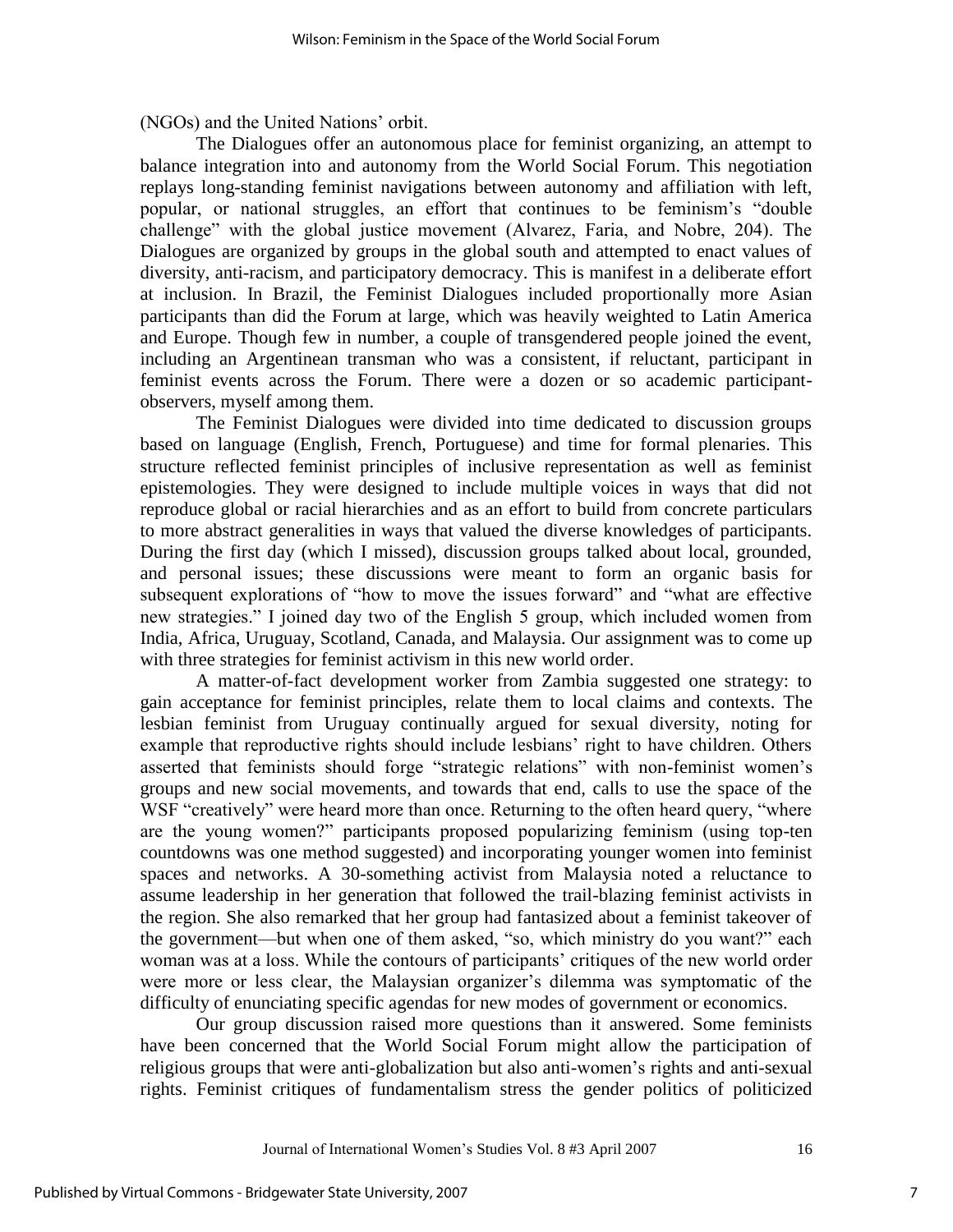(NGOs) and the United Nations' orbit.

The Dialogues offer an autonomous place for feminist organizing, an attempt to balance integration into and autonomy from the World Social Forum. This negotiation replays long-standing feminist navigations between autonomy and affiliation with left, popular, or national struggles, an effort that continues to be feminism's "double challenge" with the global justice movement (Alvarez, Faria, and Nobre, 204). The Dialogues are organized by groups in the global south and attempted to enact values of diversity, anti-racism, and participatory democracy. This is manifest in a deliberate effort at inclusion. In Brazil, the Feminist Dialogues included proportionally more Asian participants than did the Forum at large, which was heavily weighted to Latin America and Europe. Though few in number, a couple of transgendered people joined the event, including an Argentinean transman who was a consistent, if reluctant, participant in feminist events across the Forum. There were a dozen or so academic participant-observers, myself among them.

The Feminist Dialogues were divided into time dedicated to discussion groups based on language (English, French, Portuguese) and time for formal plenaries. This structure reflected feminist principles of inclusive representation as well as feminist epistemologies. They were designed to include multiple voices in ways that did not reproduce global or racial hierarchies and as an effort to build from concrete particulars to more abstract generalities in ways that valued the diverse knowledges of participants. During the first day (which I missed), discussion groups talked about local, grounded, and personal issues; these discussions were meant to form an organic basis for subsequent explorations of "how to move the issues forward" and "what are effective new strategies." I joined day two of the English 5 group, which included women from India, Africa, Uruguay, Scotland, Canada, and Malaysia. Our assignment was to come up with three strategies for feminist activism in this new world order.

A matter-of-fact development worker from Zambia suggested one strategy: to gain acceptance for feminist principles, relate them to local claims and contexts. The lesbian feminist from Uruguay continually argued for sexual diversity, noting for example that reproductive rights should include lesbians' right to have children. Others asserted that feminists should forge "strategic relations" with non-feminist women's groups and new social movements, and towards that end, calls to use the space of the WSF "creatively" were heard more than once. Returning to the often heard query, "where are the young women?" participants proposed popularizing feminism (using top-ten countdowns was one method suggested) and incorporating younger women into feminist spaces and networks. A 30-something activist from Malaysia noted a reluctance to assume leadership in her generation that followed the trail-blazing feminist activists in the region. She also remarked that her group had fantasized about a feminist takeover of the government—but when one of them asked, "so, which ministry do you want?" each woman was at a loss. While the contours of participants' critiques of the new world order were more or less clear, the Malaysian organizer's dilemma was symptomatic of the difficulty of enunciating specific agendas for new modes of government or economics.

Our group discussion raised more questions than it answered. Some feminists have been concerned that the World Social Forum might allow the participation of religious groups that were anti-globalization but also anti-women's rights and anti-sexual rights. Feminist critiques of fundamentalism stress the gender politics of politicized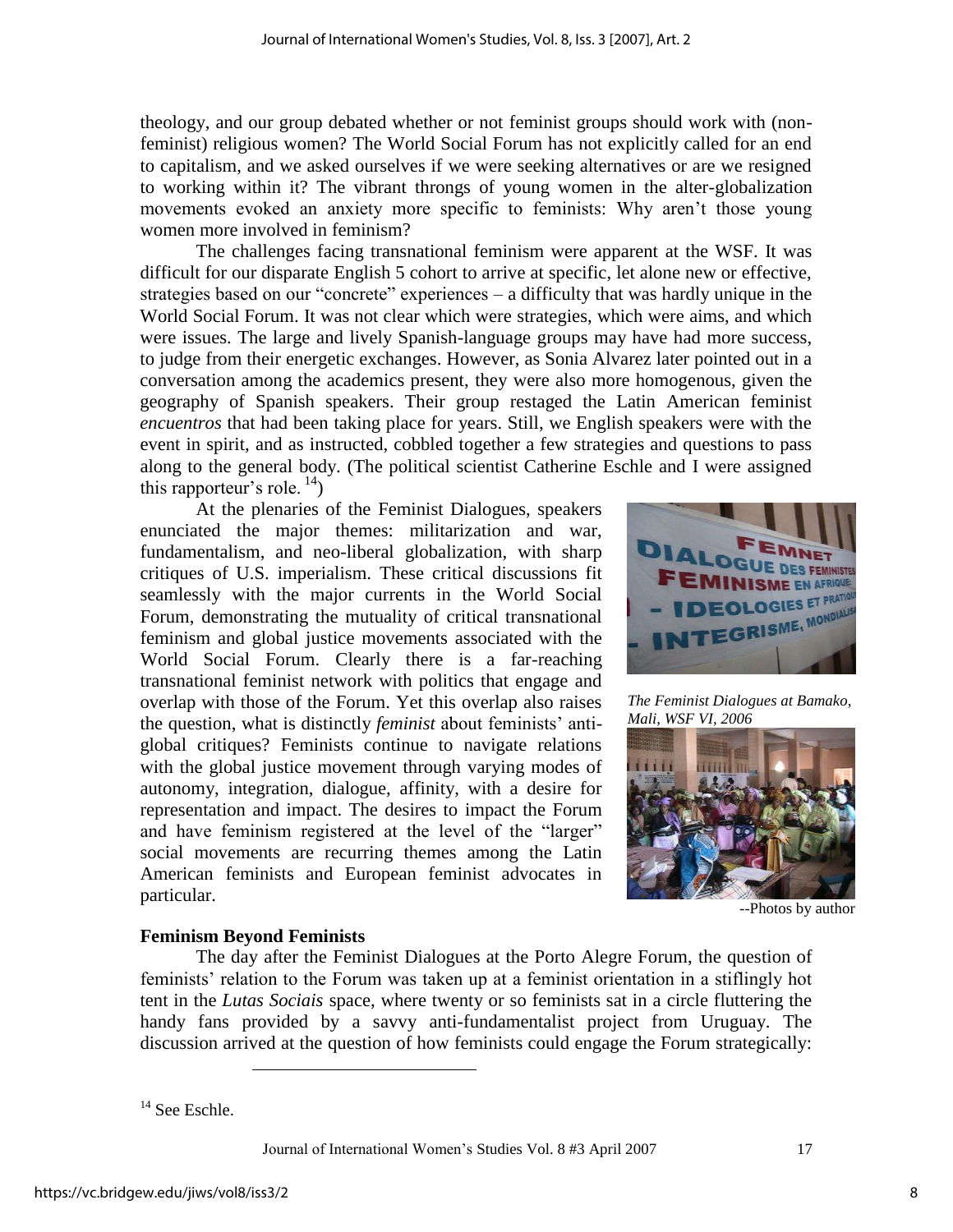theology, and our group debated whether or not feminist groups should work with (non-feminist) religious women? The World Social Forum has not explicitly called for an end to capitalism, and we asked ourselves if we were seeking alternatives or are we resigned to working within it? The vibrant throngs of young women in the alter-globalization movements evoked an anxiety more specific to feminists: Why aren't those young women more involved in feminism?

The challenges facing transnational feminism were apparent at the WSF. It was difficult for our disparate English 5 cohort to arrive at specific, let alone new or effective, strategies based on our "concrete" experiences – a difficulty that was hardly unique in the World Social Forum. It was not clear which were strategies, which were aims, and which were issues. The large and lively Spanish-language groups may have had more success, to judge from their energetic exchanges. However, as Sonia Alvarez later pointed out in a conversation among the academics present, they were also more homogenous, given the geography of Spanish speakers. Their group restaged the Latin American feminist *encuentros* that had been taking place for years. Still, we English speakers were with the event in spirit, and as instructed, cobbled together a few strategies and questions to pass along to the general body. (The political scientist Catherine Eschle and I were assigned this rapporteur's role. [14])

At the plenaries of the Feminist Dialogues, speakers enunciated the major themes: militarization and war, fundamentalism, and neo-liberal globalization, with sharp critiques of U.S. imperialism. These critical discussions fit seamlessly with the major currents in the World Social Forum, demonstrating the mutuality of critical transnational feminism and global justice movements associated with the World Social Forum. Clearly there is a far-reaching transnational feminist network with politics that engage and overlap with those of the Forum. Yet this overlap also raises the question, what is distinctly *feminist* about feminists' anti-global critiques? Feminists continue to navigate relations with the global justice movement through varying modes of autonomy, integration, dialogue, affinity, with a desire for representation and impact. The desires to impact the Forum and have feminism registered at the level of the "larger" social movements are recurring themes among the Latin American feminists and European feminist advocates in particular.

*The Feminist Dialogues at Bamako, Mali, WSF VI, 2006*

--Photos by author

**Feminism Beyond Feminists**

The day after the Feminist Dialogues at the Porto Alegre Forum, the question of feminists' relation to the Forum was taken up at a feminist orientation in a stiflingly hot tent in the *Lutas Sociais* space, where twenty or so feminists sat in a circle fluttering the handy fans provided by a savvy anti-fundamentalist project from Uruguay. The discussion arrived at the question of how feminists could engage the Forum strategically:

[14] See Eschle.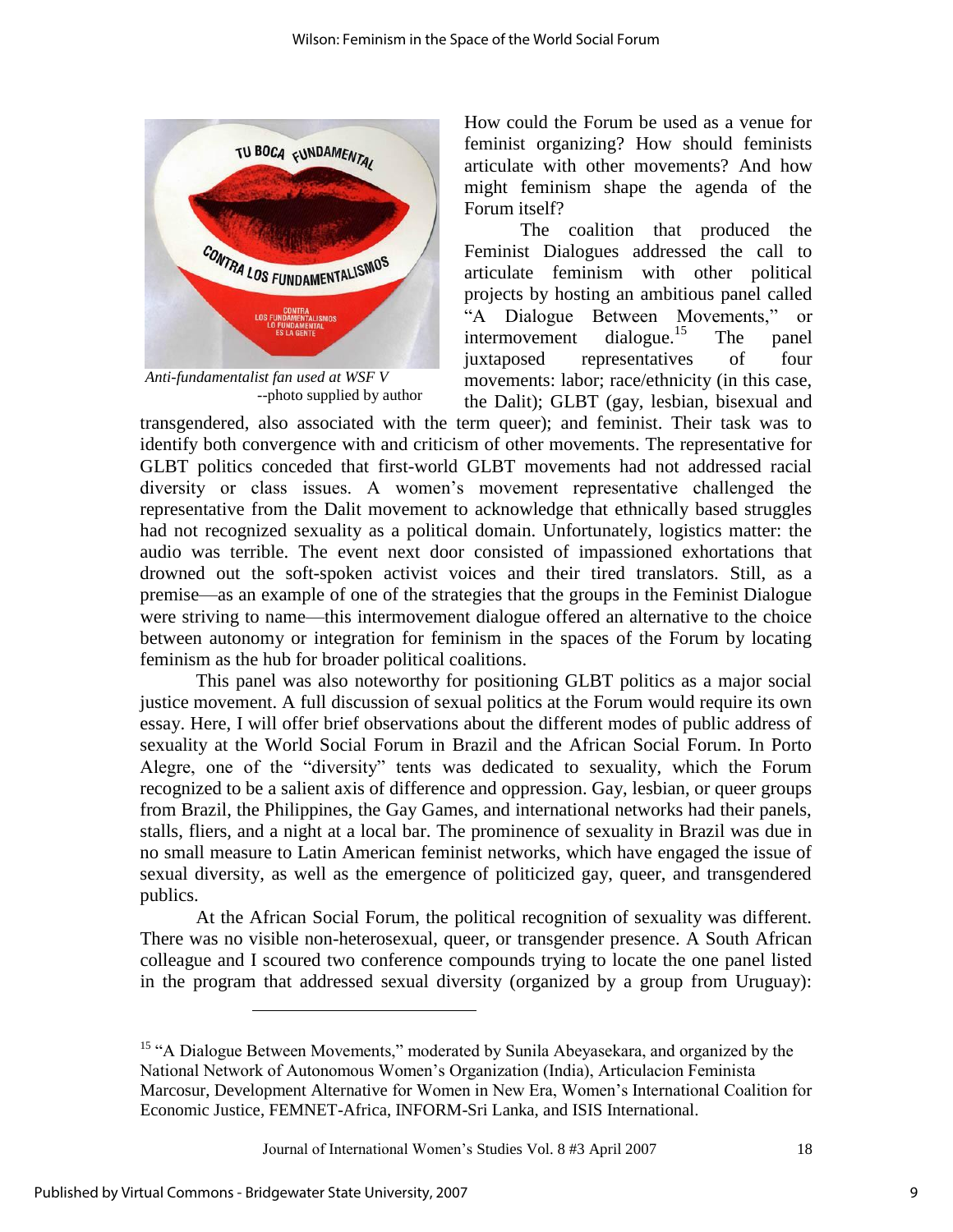Anti-fundamentalist fan used at WSF V
--photo supplied by author

How could the Forum be used as a venue for feminist organizing? How should feminists articulate with other movements? And how might feminism shape the agenda of the Forum itself?

The coalition that produced the Feminist Dialogues addressed the call to articulate feminism with other political projects by hosting an ambitious panel called "A Dialogue Between Movements," or intermovement dialogue.[15] The panel juxtaposed representatives of four movements: labor; race/ethnicity (in this case, the Dalit); GLBT (gay, lesbian, bisexual and transgendered, also associated with the term queer); and feminist. Their task was to identify both convergence with and criticism of other movements. The representative for GLBT politics conceded that first-world GLBT movements had not addressed racial diversity or class issues. A women's movement representative challenged the representative from the Dalit movement to acknowledge that ethnically based struggles had not recognized sexuality as a political domain. Unfortunately, logistics matter: the audio was terrible. The event next door consisted of impassioned exhortations that drowned out the soft-spoken activist voices and their tired translators. Still, as a premise—as an example of one of the strategies that the groups in the Feminist Dialogue were striving to name—this intermovement dialogue offered an alternative to the choice between autonomy or integration for feminism in the spaces of the Forum by locating feminism as the hub for broader political coalitions.

This panel was also noteworthy for positioning GLBT politics as a major social justice movement. A full discussion of sexual politics at the Forum would require its own essay. Here, I will offer brief observations about the different modes of public address of sexuality at the World Social Forum in Brazil and the African Social Forum. In Porto Alegre, one of the "diversity" tents was dedicated to sexuality, which the Forum recognized to be a salient axis of difference and oppression. Gay, lesbian, or queer groups from Brazil, the Philippines, the Gay Games, and international networks had their panels, stalls, fliers, and a night at a local bar. The prominence of sexuality in Brazil was due in no small measure to Latin American feminist networks, which have engaged the issue of sexual diversity, as well as the emergence of politicized gay, queer, and transgendered publics.

At the African Social Forum, the political recognition of sexuality was different. There was no visible non-heterosexual, queer, or transgender presence. A South African colleague and I scoured two conference compounds trying to locate the one panel listed in the program that addressed sexual diversity (organized by a group from Uruguay):

---

[15] "A Dialogue Between Movements," moderated by Sunila Abeyasekara, and organized by the National Network of Autonomous Women's Organization (India), Articulacion Feminista Marcosur, Development Alternative for Women in New Era, Women's International Coalition for Economic Justice, FEMNET-Africa, INFORM-Sri Lanka, and ISIS International.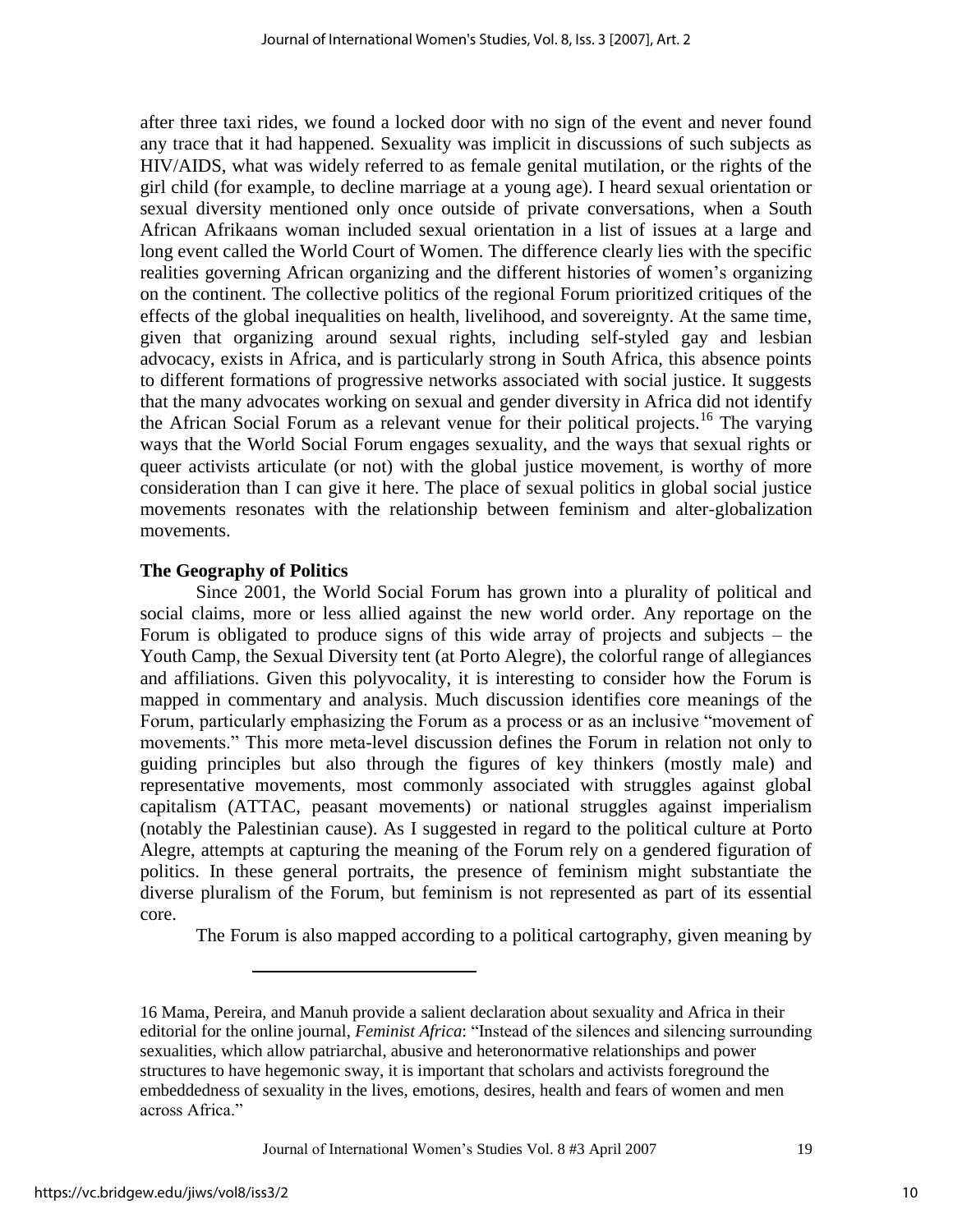after three taxi rides, we found a locked door with no sign of the event and never found any trace that it had happened. Sexuality was implicit in discussions of such subjects as HIV/AIDS, what was widely referred to as female genital mutilation, or the rights of the girl child (for example, to decline marriage at a young age). I heard sexual orientation or sexual diversity mentioned only once outside of private conversations, when a South African Afrikaans woman included sexual orientation in a list of issues at a large and long event called the World Court of Women. The difference clearly lies with the specific realities governing African organizing and the different histories of women's organizing on the continent. The collective politics of the regional Forum prioritized critiques of the effects of the global inequalities on health, livelihood, and sovereignty. At the same time, given that organizing around sexual rights, including self-styled gay and lesbian advocacy, exists in Africa, and is particularly strong in South Africa, this absence points to different formations of progressive networks associated with social justice. It suggests that the many advocates working on sexual and gender diversity in Africa did not identify the African Social Forum as a relevant venue for their political projects.[16] The varying ways that the World Social Forum engages sexuality, and the ways that sexual rights or queer activists articulate (or not) with the global justice movement, is worthy of more consideration than I can give it here. The place of sexual politics in global social justice movements resonates with the relationship between feminism and alter-globalization movements.

### The Geography of Politics

Since 2001, the World Social Forum has grown into a plurality of political and social claims, more or less allied against the new world order. Any reportage on the Forum is obligated to produce signs of this wide array of projects and subjects – the Youth Camp, the Sexual Diversity tent (at Porto Alegre), the colorful range of allegiances and affiliations. Given this polyvocality, it is interesting to consider how the Forum is mapped in commentary and analysis. Much discussion identifies core meanings of the Forum, particularly emphasizing the Forum as a process or as an inclusive "movement of movements." This more meta-level discussion defines the Forum in relation not only to guiding principles but also through the figures of key thinkers (mostly male) and representative movements, most commonly associated with struggles against global capitalism (ATTAC, peasant movements) or national struggles against imperialism (notably the Palestinian cause). As I suggested in regard to the political culture at Porto Alegre, attempts at capturing the meaning of the Forum rely on a gendered figuration of politics. In these general portraits, the presence of feminism might substantiate the diverse pluralism of the Forum, but feminism is not represented as part of its essential core.

The Forum is also mapped according to a political cartography, given meaning by

16 Mama, Pereira, and Manuh provide a salient declaration about sexuality and Africa in their editorial for the online journal, *Feminist Africa*: "Instead of the silences and silencing surrounding sexualities, which allow patriarchal, abusive and heteronormative relationships and power structures to have hegemonic sway, it is important that scholars and activists foreground the embeddedness of sexuality in the lives, emotions, desires, health and fears of women and men across Africa."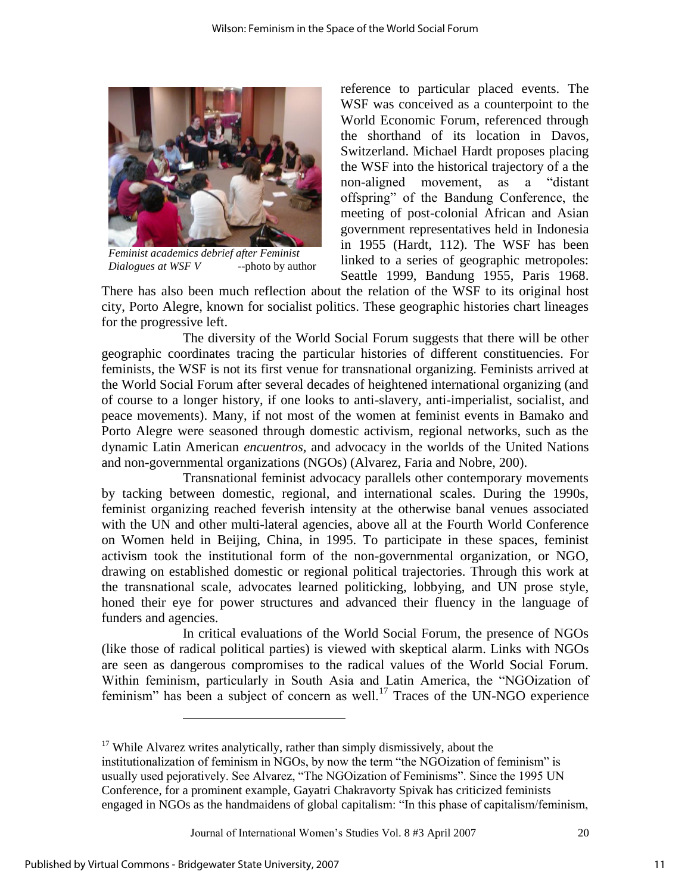*Feminist academics debrief after Feminist Dialogues at WSF V* --photo by author

reference to particular placed events. The WSF was conceived as a counterpoint to the World Economic Forum, referenced through the shorthand of its location in Davos, Switzerland. Michael Hardt proposes placing the WSF into the historical trajectory of a the non-aligned movement, as a "distant offspring" of the Bandung Conference, the meeting of post-colonial African and Asian government representatives held in Indonesia in 1955 (Hardt, 112). The WSF has been linked to a series of geographic metropoles: Seattle 1999, Bandung 1955, Paris 1968. There has also been much reflection about the relation of the WSF to its original host city, Porto Alegre, known for socialist politics. These geographic histories chart lineages for the progressive left.

The diversity of the World Social Forum suggests that there will be other geographic coordinates tracing the particular histories of different constituencies. For feminists, the WSF is not its first venue for transnational organizing. Feminists arrived at the World Social Forum after several decades of heightened international organizing (and of course to a longer history, if one looks to anti-slavery, anti-imperialist, socialist, and peace movements). Many, if not most of the women at feminist events in Bamako and Porto Alegre were seasoned through domestic activism, regional networks, such as the dynamic Latin American *encuentros,* and advocacy in the worlds of the United Nations and non-governmental organizations (NGOs) (Alvarez, Faria and Nobre, 200).

Transnational feminist advocacy parallels other contemporary movements by tacking between domestic, regional, and international scales. During the 1990s, feminist organizing reached feverish intensity at the otherwise banal venues associated with the UN and other multi-lateral agencies, above all at the Fourth World Conference on Women held in Beijing, China, in 1995. To participate in these spaces, feminist activism took the institutional form of the non-governmental organization, or NGO, drawing on established domestic or regional political trajectories. Through this work at the transnational scale, advocates learned politicking, lobbying, and UN prose style, honed their eye for power structures and advanced their fluency in the language of funders and agencies.

In critical evaluations of the World Social Forum, the presence of NGOs (like those of radical political parties) is viewed with skeptical alarm. Links with NGOs are seen as dangerous compromises to the radical values of the World Social Forum. Within feminism, particularly in South Asia and Latin America, the "NGOization of feminism" has been a subject of concern as well.[17] Traces of the UN-NGO experience

---

[17] While Alvarez writes analytically, rather than simply dismissively, about the institutionalization of feminism in NGOs, by now the term "the NGOization of feminism" is usually used pejoratively. See Alvarez, "The NGOization of Feminisms". Since the 1995 UN Conference, for a prominent example, Gayatri Chakravorty Spivak has criticized feminists engaged in NGOs as the handmaidens of global capitalism: "In this phase of capitalism/feminism,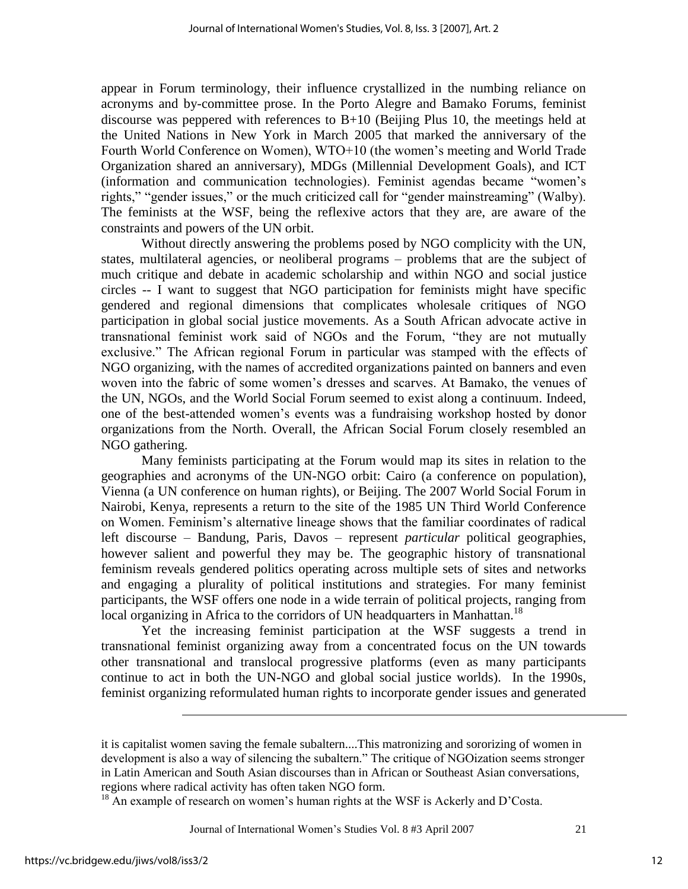appear in Forum terminology, their influence crystallized in the numbing reliance on acronyms and by-committee prose. In the Porto Alegre and Bamako Forums, feminist discourse was peppered with references to B+10 (Beijing Plus 10, the meetings held at the United Nations in New York in March 2005 that marked the anniversary of the Fourth World Conference on Women), WTO+10 (the women's meeting and World Trade Organization shared an anniversary), MDGs (Millennial Development Goals), and ICT (information and communication technologies). Feminist agendas became "women's rights," "gender issues," or the much criticized call for "gender mainstreaming" (Walby). The feminists at the WSF, being the reflexive actors that they are, are aware of the constraints and powers of the UN orbit.

Without directly answering the problems posed by NGO complicity with the UN, states, multilateral agencies, or neoliberal programs – problems that are the subject of much critique and debate in academic scholarship and within NGO and social justice circles -- I want to suggest that NGO participation for feminists might have specific gendered and regional dimensions that complicates wholesale critiques of NGO participation in global social justice movements. As a South African advocate active in transnational feminist work said of NGOs and the Forum, "they are not mutually exclusive." The African regional Forum in particular was stamped with the effects of NGO organizing, with the names of accredited organizations painted on banners and even woven into the fabric of some women's dresses and scarves. At Bamako, the venues of the UN, NGOs, and the World Social Forum seemed to exist along a continuum. Indeed, one of the best-attended women's events was a fundraising workshop hosted by donor organizations from the North. Overall, the African Social Forum closely resembled an NGO gathering.

Many feminists participating at the Forum would map its sites in relation to the geographies and acronyms of the UN-NGO orbit: Cairo (a conference on population), Vienna (a UN conference on human rights), or Beijing. The 2007 World Social Forum in Nairobi, Kenya, represents a return to the site of the 1985 UN Third World Conference on Women. Feminism's alternative lineage shows that the familiar coordinates of radical left discourse – Bandung, Paris, Davos – represent *particular* political geographies, however salient and powerful they may be. The geographic history of transnational feminism reveals gendered politics operating across multiple sets of sites and networks and engaging a plurality of political institutions and strategies. For many feminist participants, the WSF offers one node in a wide terrain of political projects, ranging from local organizing in Africa to the corridors of UN headquarters in Manhattan.[18]

Yet the increasing feminist participation at the WSF suggests a trend in transnational feminist organizing away from a concentrated focus on the UN towards other transnational and translocal progressive platforms (even as many participants continue to act in both the UN-NGO and global social justice worlds). In the 1990s, feminist organizing reformulated human rights to incorporate gender issues and generated

---

it is capitalist women saving the female subaltern....This matronizing and sororizing of women in development is also a way of silencing the subaltern." The critique of NGOization seems stronger in Latin American and South Asian discourses than in African or Southeast Asian conversations, regions where radical activity has often taken NGO form.

[18] An example of research on women's human rights at the WSF is Ackerly and D'Costa.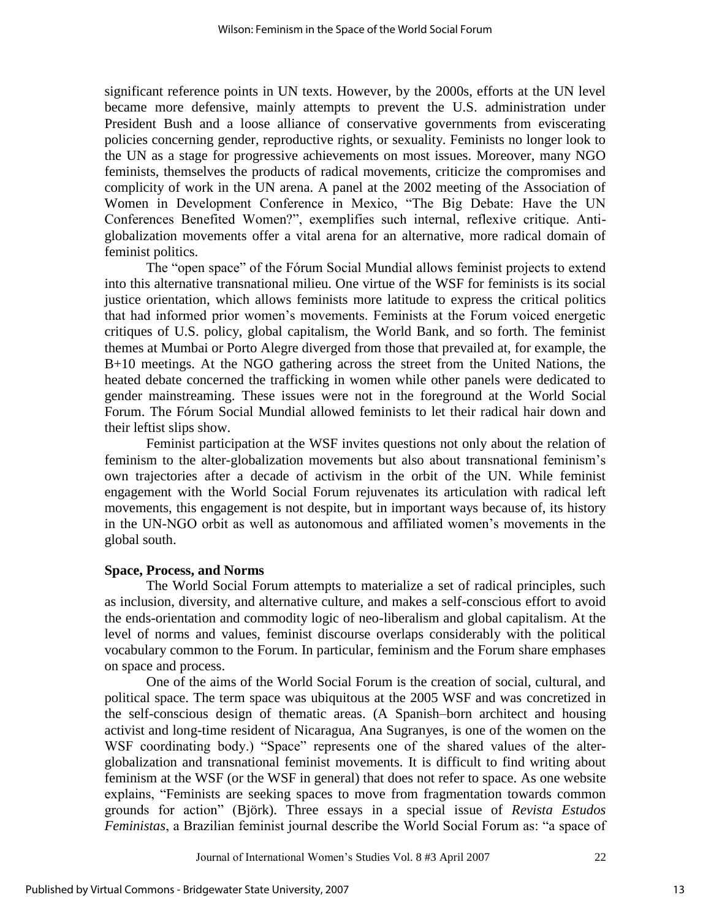significant reference points in UN texts. However, by the 2000s, efforts at the UN level became more defensive, mainly attempts to prevent the U.S. administration under President Bush and a loose alliance of conservative governments from eviscerating policies concerning gender, reproductive rights, or sexuality. Feminists no longer look to the UN as a stage for progressive achievements on most issues. Moreover, many NGO feminists, themselves the products of radical movements, criticize the compromises and complicity of work in the UN arena. A panel at the 2002 meeting of the Association of Women in Development Conference in Mexico, "The Big Debate: Have the UN Conferences Benefited Women?", exemplifies such internal, reflexive critique. Anti-globalization movements offer a vital arena for an alternative, more radical domain of feminist politics.

The "open space" of the Fórum Social Mundial allows feminist projects to extend into this alternative transnational milieu. One virtue of the WSF for feminists is its social justice orientation, which allows feminists more latitude to express the critical politics that had informed prior women's movements. Feminists at the Forum voiced energetic critiques of U.S. policy, global capitalism, the World Bank, and so forth. The feminist themes at Mumbai or Porto Alegre diverged from those that prevailed at, for example, the B+10 meetings. At the NGO gathering across the street from the United Nations, the heated debate concerned the trafficking in women while other panels were dedicated to gender mainstreaming. These issues were not in the foreground at the World Social Forum. The Fórum Social Mundial allowed feminists to let their radical hair down and their leftist slips show.

Feminist participation at the WSF invites questions not only about the relation of feminism to the alter-globalization movements but also about transnational feminism's own trajectories after a decade of activism in the orbit of the UN. While feminist engagement with the World Social Forum rejuvenates its articulation with radical left movements, this engagement is not despite, but in important ways because of, its history in the UN-NGO orbit as well as autonomous and affiliated women's movements in the global south.

**Space, Process, and Norms**

The World Social Forum attempts to materialize a set of radical principles, such as inclusion, diversity, and alternative culture, and makes a self-conscious effort to avoid the ends-orientation and commodity logic of neo-liberalism and global capitalism. At the level of norms and values, feminist discourse overlaps considerably with the political vocabulary common to the Forum. In particular, feminism and the Forum share emphases on space and process.

One of the aims of the World Social Forum is the creation of social, cultural, and political space. The term space was ubiquitous at the 2005 WSF and was concretized in the self-conscious design of thematic areas. (A Spanish–born architect and housing activist and long-time resident of Nicaragua, Ana Sugranyes, is one of the women on the WSF coordinating body.) "Space" represents one of the shared values of the alter-globalization and transnational feminist movements. It is difficult to find writing about feminism at the WSF (or the WSF in general) that does not refer to space. As one website explains, "Feminists are seeking spaces to move from fragmentation towards common grounds for action" (Björk). Three essays in a special issue of *Revista Estudos Feministas*, a Brazilian feminist journal describe the World Social Forum as: "a space of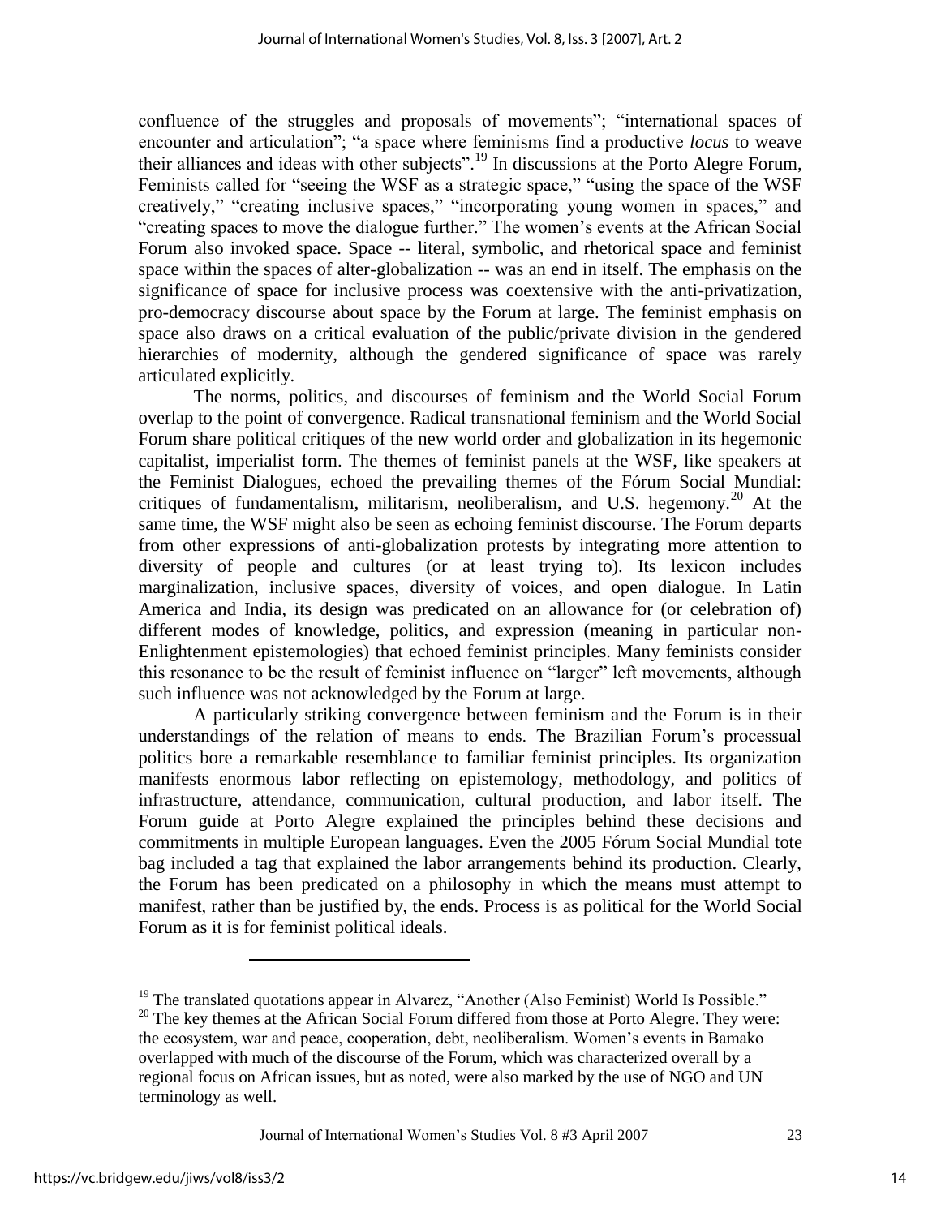confluence of the struggles and proposals of movements"; "international spaces of encounter and articulation"; "a space where feminisms find a productive *locus* to weave their alliances and ideas with other subjects".[19] In discussions at the Porto Alegre Forum, Feminists called for "seeing the WSF as a strategic space," "using the space of the WSF creatively," "creating inclusive spaces," "incorporating young women in spaces," and "creating spaces to move the dialogue further." The women's events at the African Social Forum also invoked space. Space -- literal, symbolic, and rhetorical space and feminist space within the spaces of alter-globalization -- was an end in itself. The emphasis on the significance of space for inclusive process was coextensive with the anti-privatization, pro-democracy discourse about space by the Forum at large. The feminist emphasis on space also draws on a critical evaluation of the public/private division in the gendered hierarchies of modernity, although the gendered significance of space was rarely articulated explicitly.

The norms, politics, and discourses of feminism and the World Social Forum overlap to the point of convergence. Radical transnational feminism and the World Social Forum share political critiques of the new world order and globalization in its hegemonic capitalist, imperialist form. The themes of feminist panels at the WSF, like speakers at the Feminist Dialogues, echoed the prevailing themes of the Fórum Social Mundial: critiques of fundamentalism, militarism, neoliberalism, and U.S. hegemony.[20] At the same time, the WSF might also be seen as echoing feminist discourse. The Forum departs from other expressions of anti-globalization protests by integrating more attention to diversity of people and cultures (or at least trying to). Its lexicon includes marginalization, inclusive spaces, diversity of voices, and open dialogue. In Latin America and India, its design was predicated on an allowance for (or celebration of) different modes of knowledge, politics, and expression (meaning in particular non-Enlightenment epistemologies) that echoed feminist principles. Many feminists consider this resonance to be the result of feminist influence on "larger" left movements, although such influence was not acknowledged by the Forum at large.

A particularly striking convergence between feminism and the Forum is in their understandings of the relation of means to ends. The Brazilian Forum's processual politics bore a remarkable resemblance to familiar feminist principles. Its organization manifests enormous labor reflecting on epistemology, methodology, and politics of infrastructure, attendance, communication, cultural production, and labor itself. The Forum guide at Porto Alegre explained the principles behind these decisions and commitments in multiple European languages. Even the 2005 Fórum Social Mundial tote bag included a tag that explained the labor arrangements behind its production. Clearly, the Forum has been predicated on a philosophy in which the means must attempt to manifest, rather than be justified by, the ends. Process is as political for the World Social Forum as it is for feminist political ideals.

---

[19] The translated quotations appear in Alvarez, "Another (Also Feminist) World Is Possible."

[20] The key themes at the African Social Forum differed from those at Porto Alegre. They were: the ecosystem, war and peace, cooperation, debt, neoliberalism. Women's events in Bamako overlapped with much of the discourse of the Forum, which was characterized overall by a regional focus on African issues, but as noted, were also marked by the use of NGO and UN terminology as well.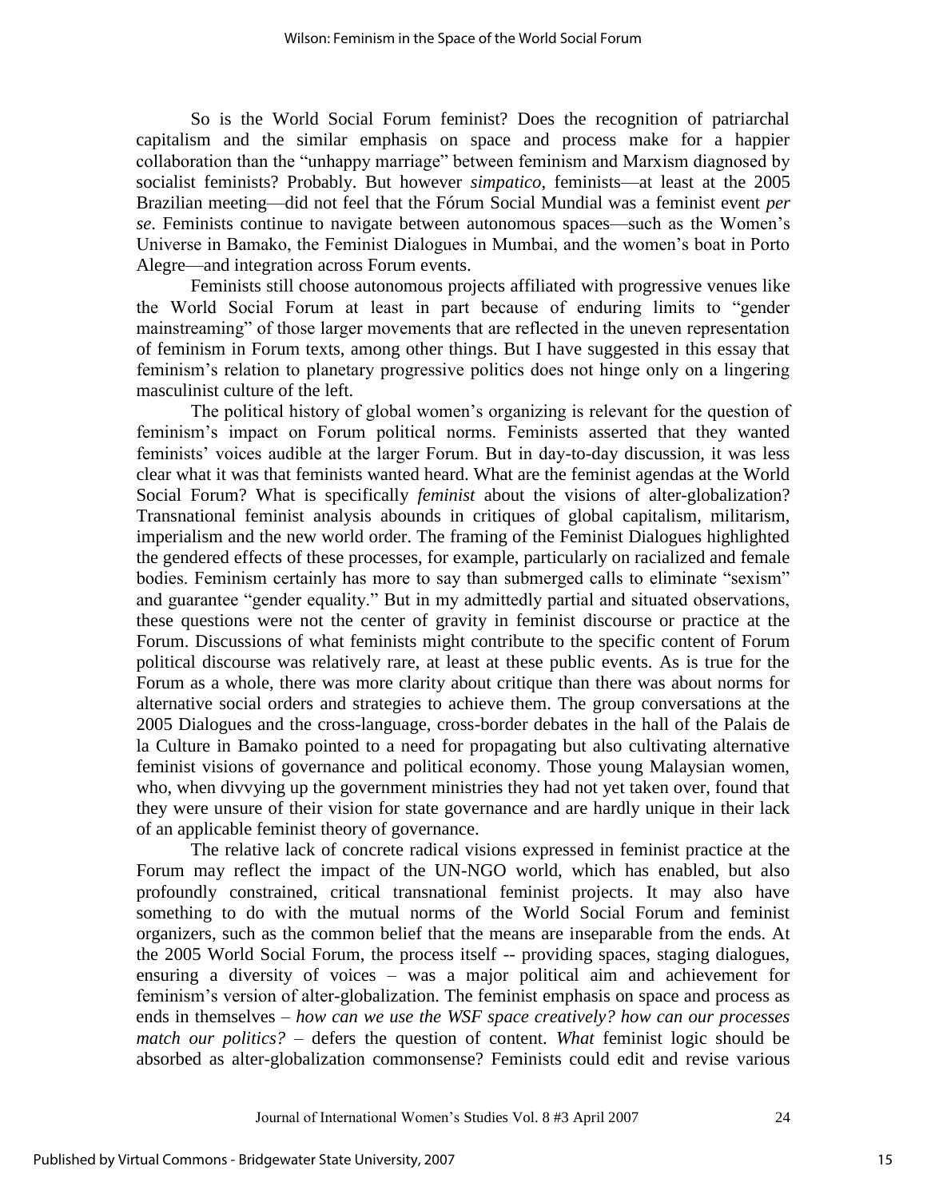So is the World Social Forum feminist? Does the recognition of patriarchal capitalism and the similar emphasis on space and process make for a happier collaboration than the "unhappy marriage" between feminism and Marxism diagnosed by socialist feminists? Probably. But however *simpatico*, feminists—at least at the 2005 Brazilian meeting—did not feel that the Fórum Social Mundial was a feminist event *per se*. Feminists continue to navigate between autonomous spaces—such as the Women's Universe in Bamako, the Feminist Dialogues in Mumbai, and the women's boat in Porto Alegre—and integration across Forum events.

Feminists still choose autonomous projects affiliated with progressive venues like the World Social Forum at least in part because of enduring limits to "gender mainstreaming" of those larger movements that are reflected in the uneven representation of feminism in Forum texts, among other things. But I have suggested in this essay that feminism's relation to planetary progressive politics does not hinge only on a lingering masculinist culture of the left.

The political history of global women's organizing is relevant for the question of feminism's impact on Forum political norms. Feminists asserted that they wanted feminists' voices audible at the larger Forum. But in day-to-day discussion, it was less clear what it was that feminists wanted heard. What are the feminist agendas at the World Social Forum? What is specifically *feminist* about the visions of alter-globalization? Transnational feminist analysis abounds in critiques of global capitalism, militarism, imperialism and the new world order. The framing of the Feminist Dialogues highlighted the gendered effects of these processes, for example, particularly on racialized and female bodies. Feminism certainly has more to say than submerged calls to eliminate "sexism" and guarantee "gender equality." But in my admittedly partial and situated observations, these questions were not the center of gravity in feminist discourse or practice at the Forum. Discussions of what feminists might contribute to the specific content of Forum political discourse was relatively rare, at least at these public events. As is true for the Forum as a whole, there was more clarity about critique than there was about norms for alternative social orders and strategies to achieve them. The group conversations at the 2005 Dialogues and the cross-language, cross-border debates in the hall of the Palais de la Culture in Bamako pointed to a need for propagating but also cultivating alternative feminist visions of governance and political economy. Those young Malaysian women, who, when divvying up the government ministries they had not yet taken over, found that they were unsure of their vision for state governance and are hardly unique in their lack of an applicable feminist theory of governance.

The relative lack of concrete radical visions expressed in feminist practice at the Forum may reflect the impact of the UN-NGO world, which has enabled, but also profoundly constrained, critical transnational feminist projects. It may also have something to do with the mutual norms of the World Social Forum and feminist organizers, such as the common belief that the means are inseparable from the ends. At the 2005 World Social Forum, the process itself -- providing spaces, staging dialogues, ensuring a diversity of voices – was a major political aim and achievement for feminism's version of alter-globalization. The feminist emphasis on space and process as ends in themselves – *how can we use the WSF space creatively? how can our processes match our politics?* – defers the question of content. *What* feminist logic should be absorbed as alter-globalization commonsense? Feminists could edit and revise various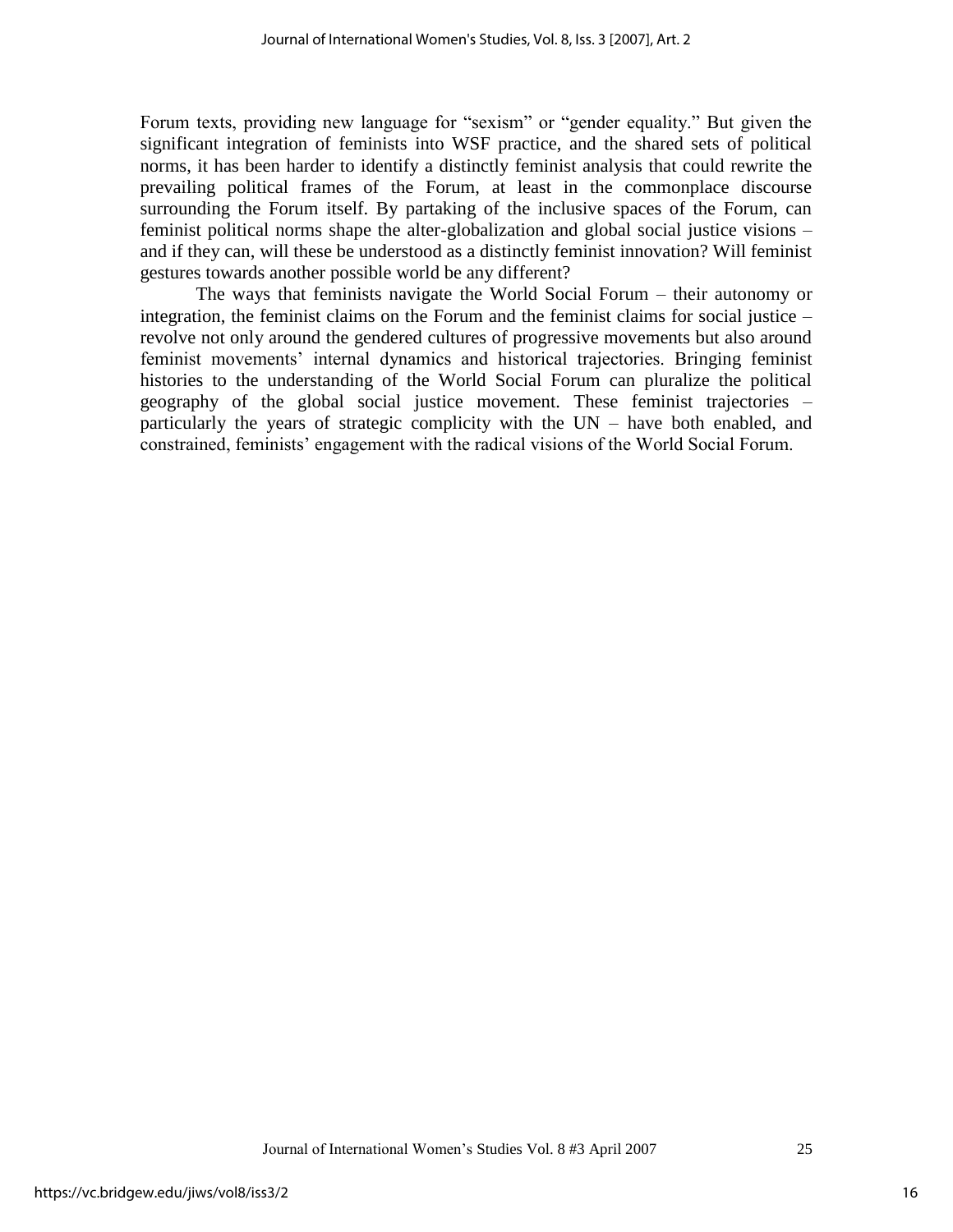Forum texts, providing new language for "sexism" or "gender equality." But given the significant integration of feminists into WSF practice, and the shared sets of political norms, it has been harder to identify a distinctly feminist analysis that could rewrite the prevailing political frames of the Forum, at least in the commonplace discourse surrounding the Forum itself. By partaking of the inclusive spaces of the Forum, can feminist political norms shape the alter-globalization and global social justice visions – and if they can, will these be understood as a distinctly feminist innovation? Will feminist gestures towards another possible world be any different?

The ways that feminists navigate the World Social Forum – their autonomy or integration, the feminist claims on the Forum and the feminist claims for social justice – revolve not only around the gendered cultures of progressive movements but also around feminist movements' internal dynamics and historical trajectories. Bringing feminist histories to the understanding of the World Social Forum can pluralize the political geography of the global social justice movement. These feminist trajectories – particularly the years of strategic complicity with the UN – have both enabled, and constrained, feminists' engagement with the radical visions of the World Social Forum.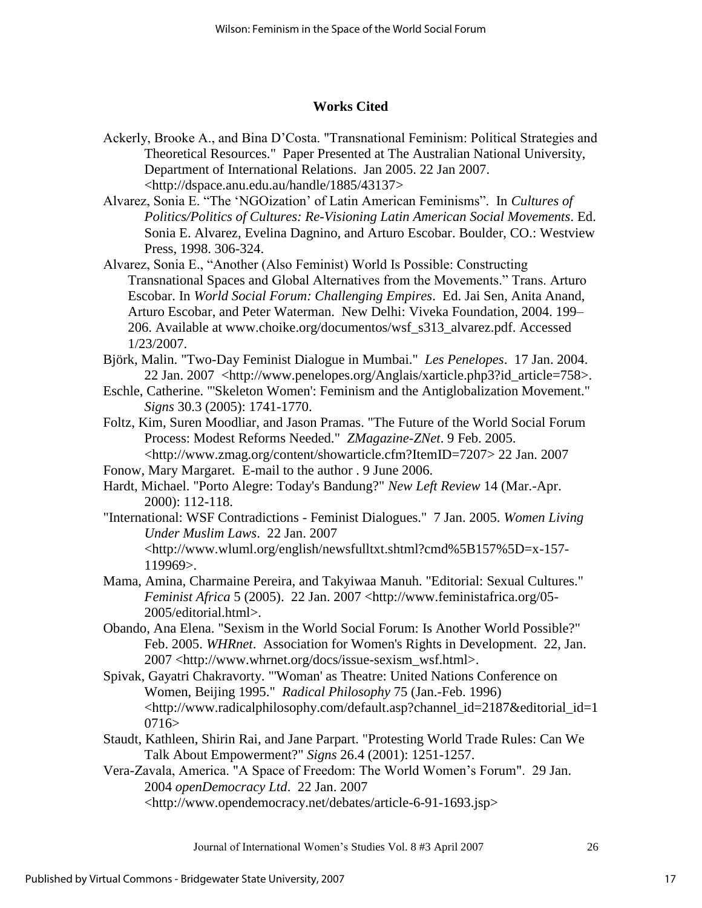**Works Cited**

Ackerly, Brooke A., and Bina D'Costa. "Transnational Feminism: Political Strategies and Theoretical Resources." Paper Presented at The Australian National University, Department of International Relations. Jan 2005. 22 Jan 2007. <http://dspace.anu.edu.au/handle/1885/43137>

Alvarez, Sonia E. "The 'NGOization' of Latin American Feminisms". In *Cultures of Politics/Politics of Cultures: Re-Visioning Latin American Social Movements*. Ed. Sonia E. Alvarez, Evelina Dagnino, and Arturo Escobar. Boulder, CO.: Westview Press, 1998. 306-324.

Alvarez, Sonia E., "Another (Also Feminist) World Is Possible: Constructing Transnational Spaces and Global Alternatives from the Movements." Trans. Arturo Escobar. In *World Social Forum: Challenging Empires*. Ed. Jai Sen, Anita Anand, Arturo Escobar, and Peter Waterman. New Delhi: Viveka Foundation, 2004. 199–206. Available at www.choike.org/documentos/wsf_s313_alvarez.pdf. Accessed 1/23/2007.

Björk, Malin. "Two-Day Feminist Dialogue in Mumbai." *Les Penelopes*. 17 Jan. 2004. 22 Jan. 2007 <http://www.penelopes.org/Anglais/xarticle.php3?id_article=758>.

Eschle, Catherine. "'Skeleton Women': Feminism and the Antiglobalization Movement." *Signs* 30.3 (2005): 1741-1770.

Foltz, Kim, Suren Moodliar, and Jason Pramas. "The Future of the World Social Forum Process: Modest Reforms Needed." *ZMagazine-ZNet*. 9 Feb. 2005. <http://www.zmag.org/content/showarticle.cfm?ItemID=7207> 22 Jan. 2007

Fonow, Mary Margaret. E-mail to the author . 9 June 2006.

Hardt, Michael. "Porto Alegre: Today's Bandung?" *New Left Review* 14 (Mar.-Apr. 2000): 112-118.

"International: WSF Contradictions - Feminist Dialogues." 7 Jan. 2005. *Women Living Under Muslim Laws*. 22 Jan. 2007 <http://www.wluml.org/english/newsfulltxt.shtml?cmd%5B157%5D=x-157-119969>.

Mama, Amina, Charmaine Pereira, and Takyiwaa Manuh. "Editorial: Sexual Cultures." *Feminist Africa* 5 (2005). 22 Jan. 2007 <http://www.feministafrica.org/05-2005/editorial.html>.

Obando, Ana Elena. "Sexism in the World Social Forum: Is Another World Possible?" Feb. 2005. *WHRnet*. Association for Women's Rights in Development. 22, Jan. 2007 <http://www.whrnet.org/docs/issue-sexism_wsf.html>.

Spivak, Gayatri Chakravorty. "'Woman' as Theatre: United Nations Conference on Women, Beijing 1995." *Radical Philosophy* 75 (Jan.-Feb. 1996) <http://www.radicalphilosophy.com/default.asp?channel_id=2187&editorial_id=10716>

Staudt, Kathleen, Shirin Rai, and Jane Parpart. "Protesting World Trade Rules: Can We Talk About Empowerment?" *Signs* 26.4 (2001): 1251-1257.

Vera-Zavala, America. "A Space of Freedom: The World Women's Forum". 29 Jan. 2004 *openDemocracy Ltd*. 22 Jan. 2007 <http://www.opendemocracy.net/debates/article-6-91-1693.jsp>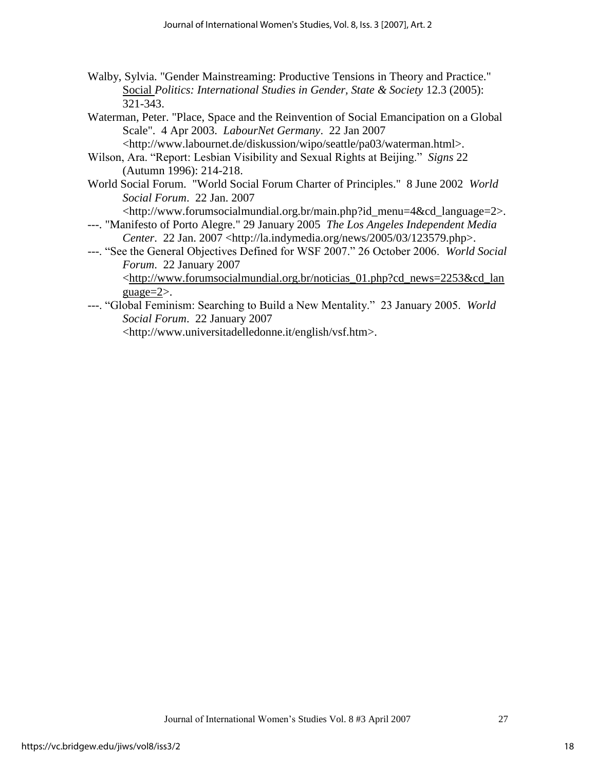Walby, Sylvia. "Gender Mainstreaming: Productive Tensions in Theory and Practice." Social *Politics: International Studies in Gender, State & Society* 12.3 (2005): 321-343.

Waterman, Peter. "Place, Space and the Reinvention of Social Emancipation on a Global Scale". 4 Apr 2003. *LabourNet Germany*. 22 Jan 2007 <http://www.labournet.de/diskussion/wipo/seattle/pa03/waterman.html>.

Wilson, Ara. "Report: Lesbian Visibility and Sexual Rights at Beijing." *Signs* 22 (Autumn 1996): 214-218.

World Social Forum. "World Social Forum Charter of Principles." 8 June 2002 *World Social Forum*. 22 Jan. 2007 <http://www.forumsocialmundial.org.br/main.php?id_menu=4&cd_language=2>.

---. "Manifesto of Porto Alegre." 29 January 2005 *The Los Angeles Independent Media Center*. 22 Jan. 2007 <http://la.indymedia.org/news/2005/03/123579.php>.

---. "See the General Objectives Defined for WSF 2007." 26 October 2006. *World Social Forum*. 22 January 2007 <http://www.forumsocialmundial.org.br/noticias_01.php?cd_news=2253&cd_language=2>.

---. "Global Feminism: Searching to Build a New Mentality." 23 January 2005. *World Social Forum*. 22 January 2007 <http://www.universitadelledonne.it/english/vsf.htm>.